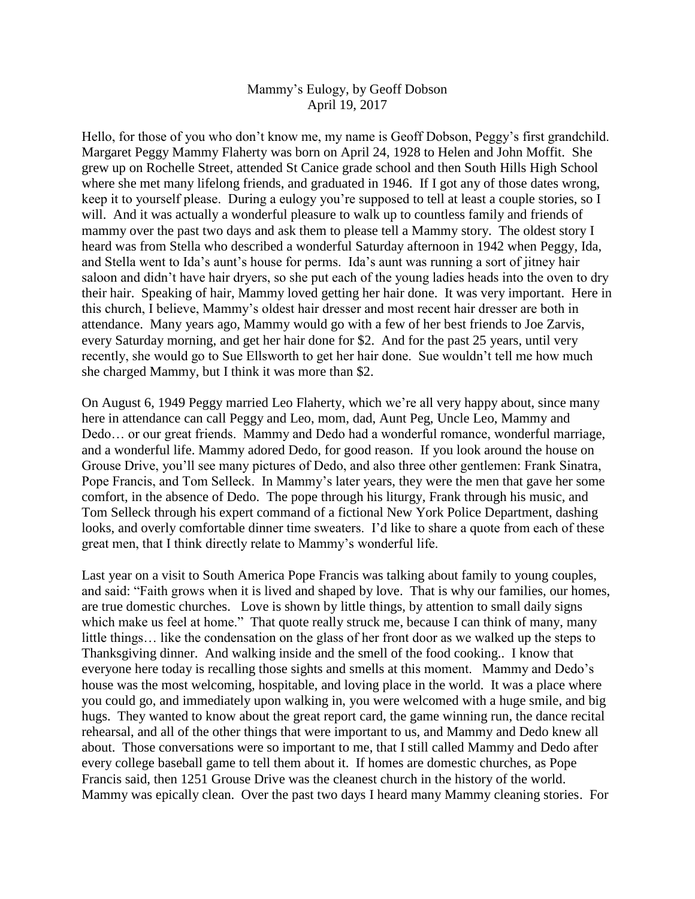Mammy's Eulogy, by Geoff Dobson
April 19, 2017

Hello, for those of you who don't know me, my name is Geoff Dobson, Peggy's first grandchild. Margaret Peggy Mammy Flaherty was born on April 24, 1928 to Helen and John Moffit. She grew up on Rochelle Street, attended St Canice grade school and then South Hills High School where she met many lifelong friends, and graduated in 1946. If I got any of those dates wrong, keep it to yourself please. During a eulogy you're supposed to tell at least a couple stories, so I will. And it was actually a wonderful pleasure to walk up to countless family and friends of mammy over the past two days and ask them to please tell a Mammy story. The oldest story I heard was from Stella who described a wonderful Saturday afternoon in 1942 when Peggy, Ida, and Stella went to Ida's aunt's house for perms. Ida's aunt was running a sort of jitney hair saloon and didn't have hair dryers, so she put each of the young ladies heads into the oven to dry their hair. Speaking of hair, Mammy loved getting her hair done. It was very important. Here in this church, I believe, Mammy's oldest hair dresser and most recent hair dresser are both in attendance. Many years ago, Mammy would go with a few of her best friends to Joe Zarvis, every Saturday morning, and get her hair done for $2. And for the past 25 years, until very recently, she would go to Sue Ellsworth to get her hair done. Sue wouldn't tell me how much she charged Mammy, but I think it was more than $2.

On August 6, 1949 Peggy married Leo Flaherty, which we're all very happy about, since many here in attendance can call Peggy and Leo, mom, dad, Aunt Peg, Uncle Leo, Mammy and Dedo… or our great friends. Mammy and Dedo had a wonderful romance, wonderful marriage, and a wonderful life. Mammy adored Dedo, for good reason. If you look around the house on Grouse Drive, you'll see many pictures of Dedo, and also three other gentlemen: Frank Sinatra, Pope Francis, and Tom Selleck. In Mammy's later years, they were the men that gave her some comfort, in the absence of Dedo. The pope through his liturgy, Frank through his music, and Tom Selleck through his expert command of a fictional New York Police Department, dashing looks, and overly comfortable dinner time sweaters. I'd like to share a quote from each of these great men, that I think directly relate to Mammy's wonderful life.

Last year on a visit to South America Pope Francis was talking about family to young couples, and said: "Faith grows when it is lived and shaped by love. That is why our families, our homes, are true domestic churches. Love is shown by little things, by attention to small daily signs which make us feel at home." That quote really struck me, because I can think of many, many little things… like the condensation on the glass of her front door as we walked up the steps to Thanksgiving dinner. And walking inside and the smell of the food cooking.. I know that everyone here today is recalling those sights and smells at this moment. Mammy and Dedo's house was the most welcoming, hospitable, and loving place in the world. It was a place where you could go, and immediately upon walking in, you were welcomed with a huge smile, and big hugs. They wanted to know about the great report card, the game winning run, the dance recital rehearsal, and all of the other things that were important to us, and Mammy and Dedo knew all about. Those conversations were so important to me, that I still called Mammy and Dedo after every college baseball game to tell them about it. If homes are domestic churches, as Pope Francis said, then 1251 Grouse Drive was the cleanest church in the history of the world. Mammy was epically clean. Over the past two days I heard many Mammy cleaning stories. For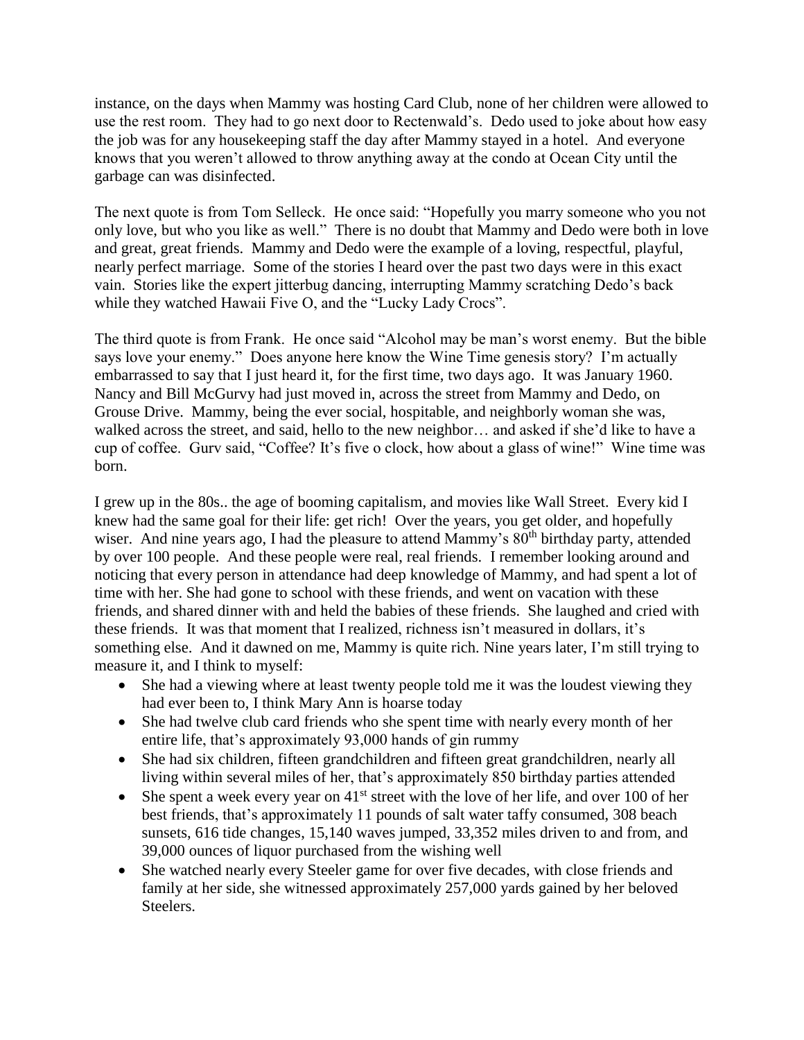instance, on the days when Mammy was hosting Card Club, none of her children were allowed to use the rest room. They had to go next door to Rectenwald's. Dedo used to joke about how easy the job was for any housekeeping staff the day after Mammy stayed in a hotel. And everyone knows that you weren't allowed to throw anything away at the condo at Ocean City until the garbage can was disinfected.

The next quote is from Tom Selleck. He once said: "Hopefully you marry someone who you not only love, but who you like as well." There is no doubt that Mammy and Dedo were both in love and great, great friends. Mammy and Dedo were the example of a loving, respectful, playful, nearly perfect marriage. Some of the stories I heard over the past two days were in this exact vain. Stories like the expert jitterbug dancing, interrupting Mammy scratching Dedo's back while they watched Hawaii Five O, and the "Lucky Lady Crocs".

The third quote is from Frank. He once said "Alcohol may be man's worst enemy. But the bible says love your enemy." Does anyone here know the Wine Time genesis story? I'm actually embarrassed to say that I just heard it, for the first time, two days ago. It was January 1960. Nancy and Bill McGurvy had just moved in, across the street from Mammy and Dedo, on Grouse Drive. Mammy, being the ever social, hospitable, and neighborly woman she was, walked across the street, and said, hello to the new neighbor… and asked if she'd like to have a cup of coffee. Gurv said, "Coffee? It's five o clock, how about a glass of wine!" Wine time was born.

I grew up in the 80s.. the age of booming capitalism, and movies like Wall Street. Every kid I knew had the same goal for their life: get rich! Over the years, you get older, and hopefully wiser. And nine years ago, I had the pleasure to attend Mammy's 80th birthday party, attended by over 100 people. And these people were real, real friends. I remember looking around and noticing that every person in attendance had deep knowledge of Mammy, and had spent a lot of time with her. She had gone to school with these friends, and went on vacation with these friends, and shared dinner with and held the babies of these friends. She laughed and cried with these friends. It was that moment that I realized, richness isn't measured in dollars, it's something else. And it dawned on me, Mammy is quite rich. Nine years later, I'm still trying to measure it, and I think to myself:

- She had a viewing where at least twenty people told me it was the loudest viewing they had ever been to, I think Mary Ann is hoarse today
- She had twelve club card friends who she spent time with nearly every month of her entire life, that's approximately 93,000 hands of gin rummy
- She had six children, fifteen grandchildren and fifteen great grandchildren, nearly all living within several miles of her, that's approximately 850 birthday parties attended
- She spent a week every year on 41st street with the love of her life, and over 100 of her best friends, that's approximately 11 pounds of salt water taffy consumed, 308 beach sunsets, 616 tide changes, 15,140 waves jumped, 33,352 miles driven to and from, and 39,000 ounces of liquor purchased from the wishing well
- She watched nearly every Steeler game for over five decades, with close friends and family at her side, she witnessed approximately 257,000 yards gained by her beloved Steelers.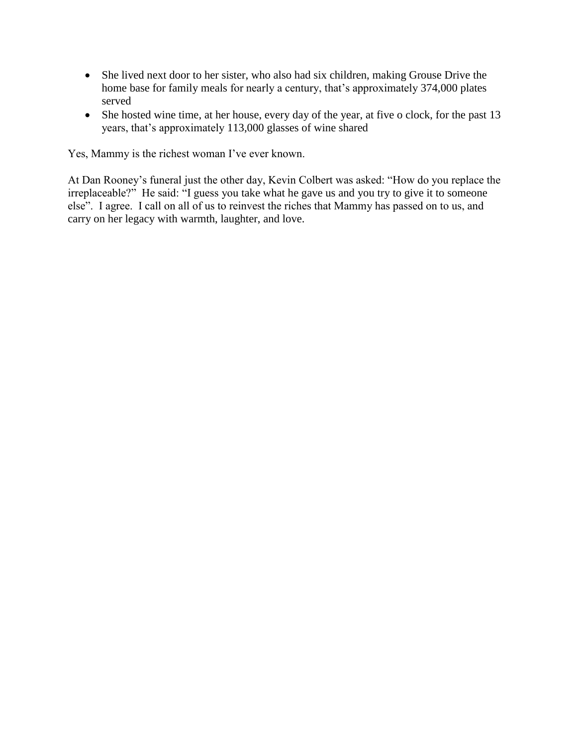- She lived next door to her sister, who also had six children, making Grouse Drive the home base for family meals for nearly a century, that's approximately 374,000 plates served
- She hosted wine time, at her house, every day of the year, at five o clock, for the past 13 years, that's approximately 113,000 glasses of wine shared

Yes, Mammy is the richest woman I've ever known.

At Dan Rooney's funeral just the other day, Kevin Colbert was asked: "How do you replace the irreplaceable?" He said: "I guess you take what he gave us and you try to give it to someone else". I agree. I call on all of us to reinvest the riches that Mammy has passed on to us, and carry on her legacy with warmth, laughter, and love.